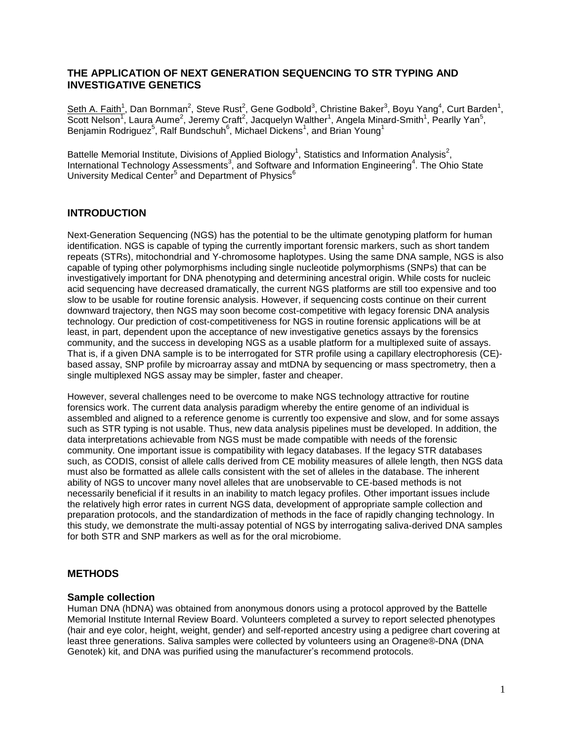# THE APPLICATION OF NEXT GENERATION SEQUENCING TO STR TYPING AND INVESTIGATIVE GENETICS

Seth A. Faith[1], Dan Bornman[2], Steve Rust[2], Gene Godbold[3], Christine Baker[3], Boyu Yang[4], Curt Barden[1], Scott Nelson[1], Laura Aume[2], Jeremy Craft[2], Jacquelyn Walther[1], Angela Minard-Smith[1], Pearlly Yan[5], Benjamin Rodriguez[5], Ralf Bundschuh[6], Michael Dickens[1], and Brian Young[1]

Battelle Memorial Institute, Divisions of Applied Biology[1], Statistics and Information Analysis[2], International Technology Assessments[3], and Software and Information Engineering[4]. The Ohio State University Medical Center[5] and Department of Physics[6]

## INTRODUCTION

Next-Generation Sequencing (NGS) has the potential to be the ultimate genotyping platform for human identification. NGS is capable of typing the currently important forensic markers, such as short tandem repeats (STRs), mitochondrial and Y-chromosome haplotypes. Using the same DNA sample, NGS is also capable of typing other polymorphisms including single nucleotide polymorphisms (SNPs) that can be investigatively important for DNA phenotyping and determining ancestral origin. While costs for nucleic acid sequencing have decreased dramatically, the current NGS platforms are still too expensive and too slow to be usable for routine forensic analysis. However, if sequencing costs continue on their current downward trajectory, then NGS may soon become cost-competitive with legacy forensic DNA analysis technology. Our prediction of cost-competitiveness for NGS in routine forensic applications will be at least, in part, dependent upon the acceptance of new investigative genetics assays by the forensics community, and the success in developing NGS as a usable platform for a multiplexed suite of assays. That is, if a given DNA sample is to be interrogated for STR profile using a capillary electrophoresis (CE)-based assay, SNP profile by microarray assay and mtDNA by sequencing or mass spectrometry, then a single multiplexed NGS assay may be simpler, faster and cheaper.

However, several challenges need to be overcome to make NGS technology attractive for routine forensics work. The current data analysis paradigm whereby the entire genome of an individual is assembled and aligned to a reference genome is currently too expensive and slow, and for some assays such as STR typing is not usable. Thus, new data analysis pipelines must be developed. In addition, the data interpretations achievable from NGS must be made compatible with needs of the forensic community. One important issue is compatibility with legacy databases. If the legacy STR databases such, as CODIS, consist of allele calls derived from CE mobility measures of allele length, then NGS data must also be formatted as allele calls consistent with the set of alleles in the database. The inherent ability of NGS to uncover many novel alleles that are unobservable to CE-based methods is not necessarily beneficial if it results in an inability to match legacy profiles. Other important issues include the relatively high error rates in current NGS data, development of appropriate sample collection and preparation protocols, and the standardization of methods in the face of rapidly changing technology. In this study, we demonstrate the multi-assay potential of NGS by interrogating saliva-derived DNA samples for both STR and SNP markers as well as for the oral microbiome.

## METHODS

### Sample collection

Human DNA (hDNA) was obtained from anonymous donors using a protocol approved by the Battelle Memorial Institute Internal Review Board. Volunteers completed a survey to report selected phenotypes (hair and eye color, height, weight, gender) and self-reported ancestry using a pedigree chart covering at least three generations. Saliva samples were collected by volunteers using an Oragene®-DNA (DNA Genotek) kit, and DNA was purified using the manufacturer's recommend protocols.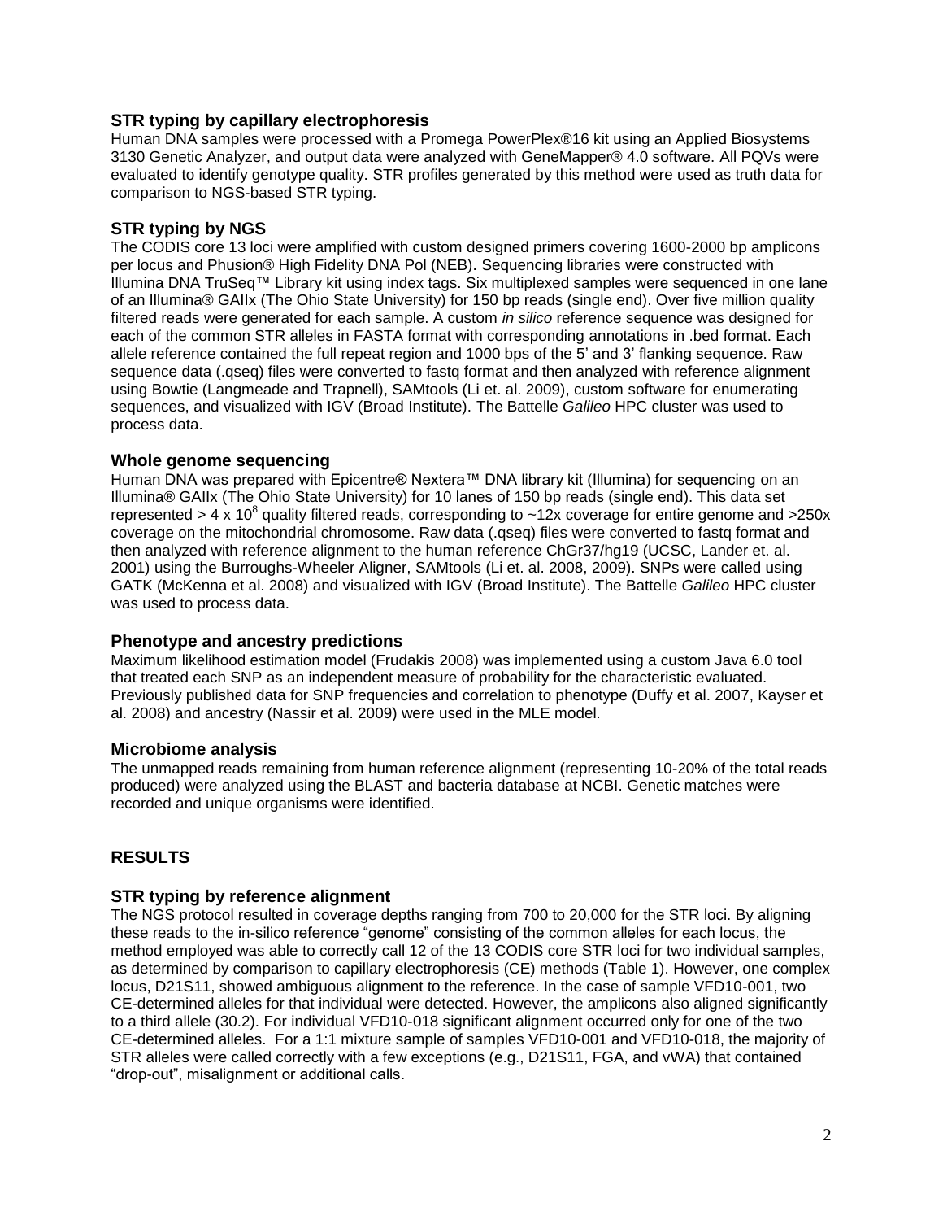### STR typing by capillary electrophoresis

Human DNA samples were processed with a Promega PowerPlex®16 kit using an Applied Biosystems 3130 Genetic Analyzer, and output data were analyzed with GeneMapper® 4.0 software. All PQVs were evaluated to identify genotype quality. STR profiles generated by this method were used as truth data for comparison to NGS-based STR typing.

### STR typing by NGS

The CODIS core 13 loci were amplified with custom designed primers covering 1600-2000 bp amplicons per locus and Phusion® High Fidelity DNA Pol (NEB). Sequencing libraries were constructed with Illumina DNA TruSeq™ Library kit using index tags. Six multiplexed samples were sequenced in one lane of an Illumina® GAIIx (The Ohio State University) for 150 bp reads (single end). Over five million quality filtered reads were generated for each sample. A custom *in silico* reference sequence was designed for each of the common STR alleles in FASTA format with corresponding annotations in .bed format. Each allele reference contained the full repeat region and 1000 bps of the 5' and 3' flanking sequence. Raw sequence data (.qseq) files were converted to fastq format and then analyzed with reference alignment using Bowtie (Langmeade and Trapnell), SAMtools (Li et. al. 2009), custom software for enumerating sequences, and visualized with IGV (Broad Institute). The Battelle *Galileo* HPC cluster was used to process data.

### Whole genome sequencing

Human DNA was prepared with Epicentre® Nextera™ DNA library kit (Illumina) for sequencing on an Illumina® GAIIx (The Ohio State University) for 10 lanes of 150 bp reads (single end). This data set represented > 4 x $10^8$ quality filtered reads, corresponding to ~12x coverage for entire genome and >250x coverage on the mitochondrial chromosome. Raw data (.qseq) files were converted to fastq format and then analyzed with reference alignment to the human reference ChGr37/hg19 (UCSC, Lander et. al. 2001) using the Burroughs-Wheeler Aligner, SAMtools (Li et. al. 2008, 2009). SNPs were called using GATK (McKenna et al. 2008) and visualized with IGV (Broad Institute). The Battelle *Galileo* HPC cluster was used to process data.

### Phenotype and ancestry predictions

Maximum likelihood estimation model (Frudakis 2008) was implemented using a custom Java 6.0 tool that treated each SNP as an independent measure of probability for the characteristic evaluated. Previously published data for SNP frequencies and correlation to phenotype (Duffy et al. 2007, Kayser et al. 2008) and ancestry (Nassir et al. 2009) were used in the MLE model.

### Microbiome analysis

The unmapped reads remaining from human reference alignment (representing 10-20% of the total reads produced) were analyzed using the BLAST and bacteria database at NCBI. Genetic matches were recorded and unique organisms were identified.

## RESULTS

### STR typing by reference alignment

The NGS protocol resulted in coverage depths ranging from 700 to 20,000 for the STR loci. By aligning these reads to the in-silico reference "genome" consisting of the common alleles for each locus, the method employed was able to correctly call 12 of the 13 CODIS core STR loci for two individual samples, as determined by comparison to capillary electrophoresis (CE) methods (Table 1). However, one complex locus, D21S11, showed ambiguous alignment to the reference. In the case of sample VFD10-001, two CE-determined alleles for that individual were detected. However, the amplicons also aligned significantly to a third allele (30.2). For individual VFD10-018 significant alignment occurred only for one of the two CE-determined alleles. For a 1:1 mixture sample of samples VFD10-001 and VFD10-018, the majority of STR alleles were called correctly with a few exceptions (e.g., D21S11, FGA, and vWA) that contained "drop-out", misalignment or additional calls.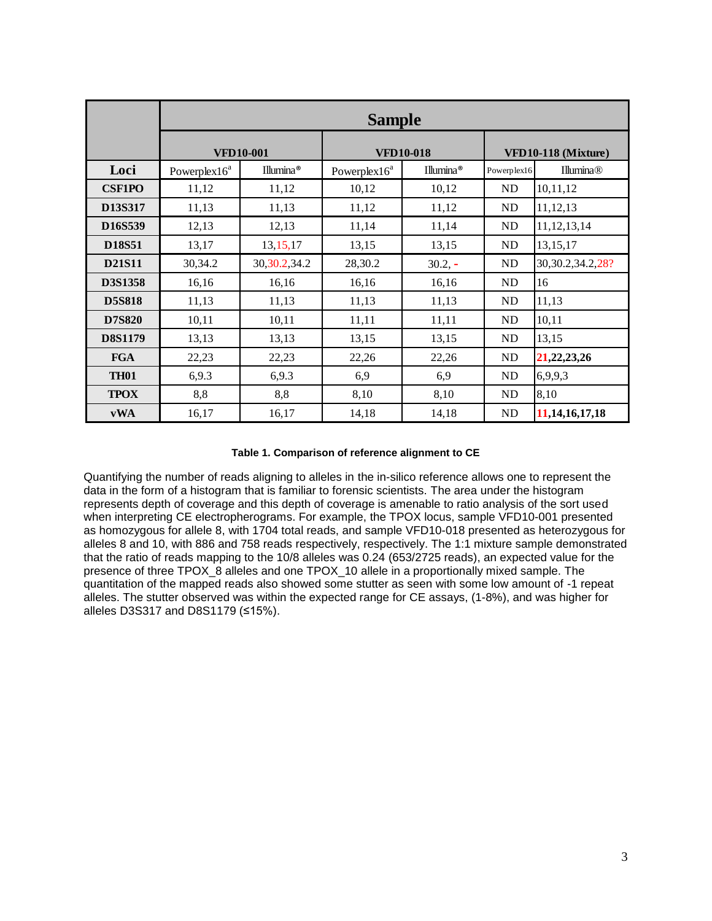| | **Sample** | | | | | |
|---|---|---|---|---|---|---|
| | **VFD10-001** | | **VFD10-018** | | **VFD10-118 (Mixture)** | |
| **Loci** | Powerplex16[a] | Illumina® | Powerplex16[a] | Illumina® | Powerplex16 | Illumina® |
| **CSF1PO** | 11,12 | 11,12 | 10,12 | 10,12 | ND | 10,11,12 |
| **D13S317** | 11,13 | 11,13 | 11,12 | 11,12 | ND | 11,12,13 |
| **D16S539** | 12,13 | 12,13 | 11,14 | 11,14 | ND | 11,12,13,14 |
| **D18S51** | 13,17 | 13,15,17 | 13,15 | 13,15 | ND | 13,15,17 |
| **D21S11** | 30,34.2 | 30,30.2,34.2 | 28,30.2 | 30.2, - | ND | 30,30.2,34.2,28? |
| **D3S1358** | 16,16 | 16,16 | 16,16 | 16,16 | ND | 16 |
| **D5S818** | 11,13 | 11,13 | 11,13 | 11,13 | ND | 11,13 |
| **D7S820** | 10,11 | 10,11 | 11,11 | 11,11 | ND | 10,11 |
| **D8S1179** | 13,13 | 13,13 | 13,15 | 13,15 | ND | 13,15 |
| **FGA** | 22,23 | 22,23 | 22,26 | 22,26 | ND | **21,22,23,26** |
| **TH01** | 6,9.3 | 6,9.3 | 6,9 | 6,9 | ND | 6,9,9,3 |
| **TPOX** | 8,8 | 8,8 | 8,10 | 8,10 | ND | 8,10 |
| **vWA** | 16,17 | 16,17 | 14,18 | 14,18 | ND | **11,14,16,17,18** |

**Table 1. Comparison of reference alignment to CE**

Quantifying the number of reads aligning to alleles in the in-silico reference allows one to represent the data in the form of a histogram that is familiar to forensic scientists. The area under the histogram represents depth of coverage and this depth of coverage is amenable to ratio analysis of the sort used when interpreting CE electropherograms. For example, the TPOX locus, sample VFD10-001 presented as homozygous for allele 8, with 1704 total reads, and sample VFD10-018 presented as heterozygous for alleles 8 and 10, with 886 and 758 reads respectively, respectively. The 1:1 mixture sample demonstrated that the ratio of reads mapping to the 10/8 alleles was 0.24 (653/2725 reads), an expected value for the presence of three TPOX_8 alleles and one TPOX_10 allele in a proportionally mixed sample. The quantitation of the mapped reads also showed some stutter as seen with some low amount of -1 repeat alleles. The stutter observed was within the expected range for CE assays, (1-8%), and was higher for alleles D3S317 and D8S1179 (≤15%).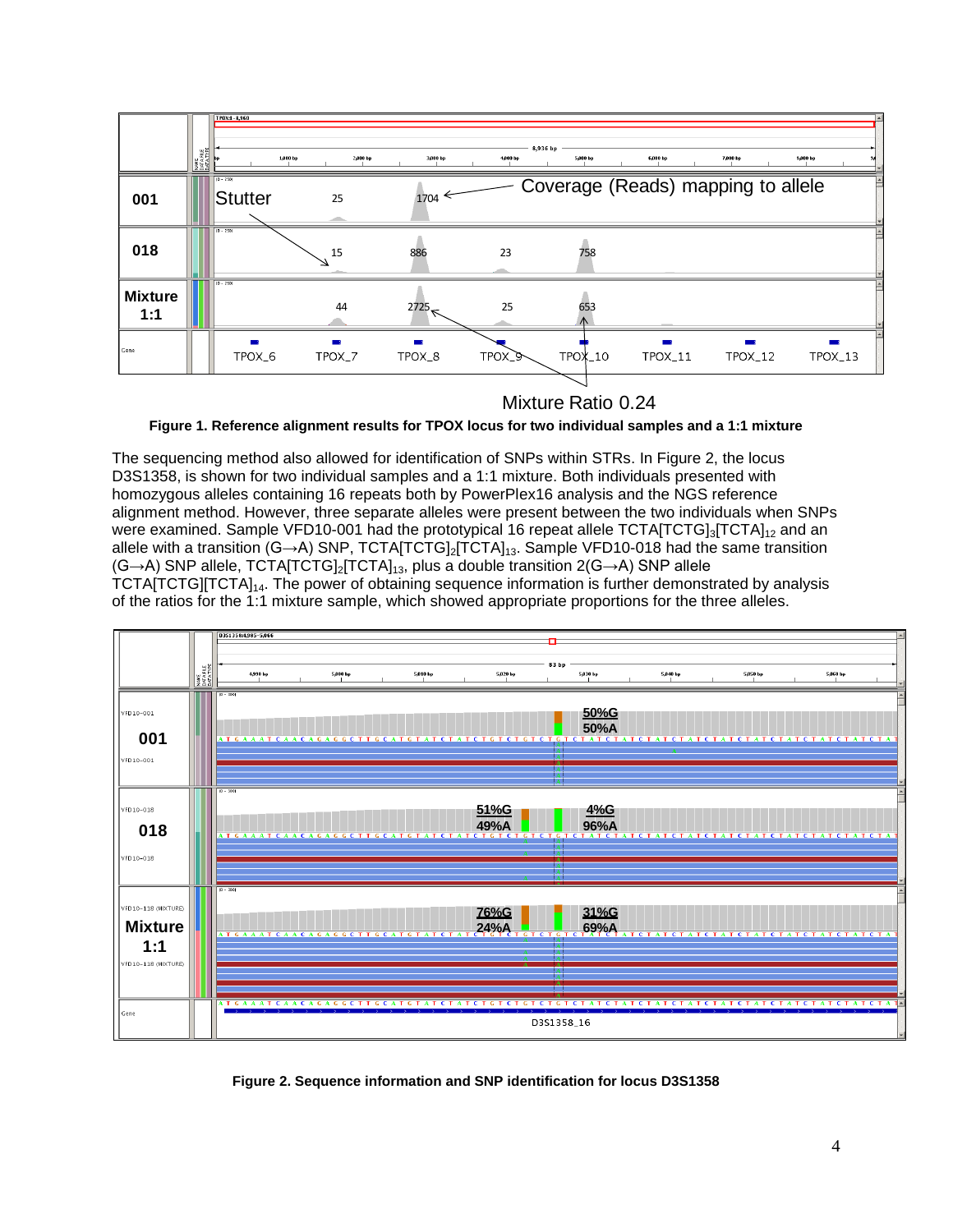**Figure 1. Reference alignment results for TPOX locus for two individual samples and a 1:1 mixture**

The sequencing method also allowed for identification of SNPs within STRs. In Figure 2, the locus D3S1358, is shown for two individual samples and a 1:1 mixture. Both individuals presented with homozygous alleles containing 16 repeats both by PowerPlex16 analysis and the NGS reference alignment method. However, three separate alleles were present between the two individuals when SNPs were examined. Sample VFD10-001 had the prototypical 16 repeat allele TCTA[TCTG]$_3$[TCTA]$_{12}$ and an allele with a transition (G→A) SNP, TCTA[TCTG]$_2$[TCTA]$_{13}$. Sample VFD10-018 had the same transition (G→A) SNP allele, TCTA[TCTG]$_2$[TCTA]$_{13}$, plus a double transition 2(G→A) SNP allele TCTA[TCTG][TCTA]$_{14}$. The power of obtaining sequence information is further demonstrated by analysis of the ratios for the 1:1 mixture sample, which showed appropriate proportions for the three alleles.

**Figure 2. Sequence information and SNP identification for locus D3S1358**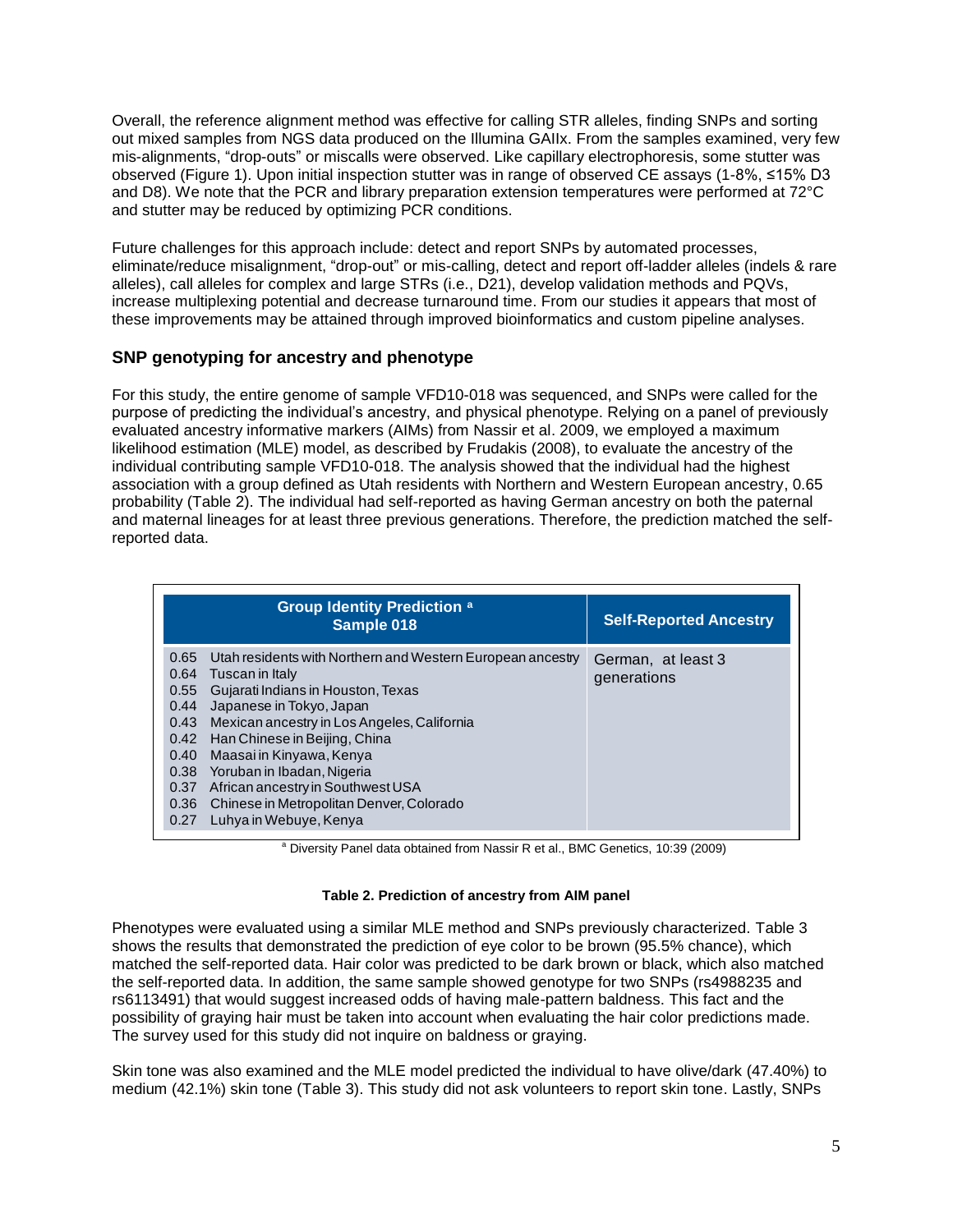Overall, the reference alignment method was effective for calling STR alleles, finding SNPs and sorting out mixed samples from NGS data produced on the Illumina GAIIx. From the samples examined, very few mis-alignments, "drop-outs" or miscalls were observed. Like capillary electrophoresis, some stutter was observed (Figure 1). Upon initial inspection stutter was in range of observed CE assays (1-8%, ≤15% D3 and D8). We note that the PCR and library preparation extension temperatures were performed at 72°C and stutter may be reduced by optimizing PCR conditions.

Future challenges for this approach include: detect and report SNPs by automated processes, eliminate/reduce misalignment, "drop-out" or mis-calling, detect and report off-ladder alleles (indels & rare alleles), call alleles for complex and large STRs (i.e., D21), develop validation methods and PQVs, increase multiplexing potential and decrease turnaround time. From our studies it appears that most of these improvements may be attained through improved bioinformatics and custom pipeline analyses.

### SNP genotyping for ancestry and phenotype

For this study, the entire genome of sample VFD10-018 was sequenced, and SNPs were called for the purpose of predicting the individual's ancestry, and physical phenotype. Relying on a panel of previously evaluated ancestry informative markers (AIMs) from Nassir et al. 2009, we employed a maximum likelihood estimation (MLE) model, as described by Frudakis (2008), to evaluate the ancestry of the individual contributing sample VFD10-018. The analysis showed that the individual had the highest association with a group defined as Utah residents with Northern and Western European ancestry, 0.65 probability (Table 2). The individual had self-reported as having German ancestry on both the paternal and maternal lineages for at least three previous generations. Therefore, the prediction matched the self-reported data.

| Group Identity Prediction [a] Sample 018 | | Self-Reported Ancestry |
|---|---|---|
| 0.65 | Utah residents with Northern and Western European ancestry | German, at least 3 generations |
| 0.64 | Tuscan in Italy | |
| 0.55 | Gujarati Indians in Houston, Texas | |
| 0.44 | Japanese in Tokyo, Japan | |
| 0.43 | Mexican ancestry in Los Angeles, California | |
| 0.42 | Han Chinese in Beijing, China | |
| 0.40 | Maasai in Kinyawa, Kenya | |
| 0.38 | Yoruban in Ibadan, Nigeria | |
| 0.37 | African ancestry in Southwest USA | |
| 0.36 | Chinese in Metropolitan Denver, Colorado | |
| 0.27 | Luhya in Webuye, Kenya | |

[a] Diversity Panel data obtained from Nassir R et al., BMC Genetics, 10:39 (2009)

**Table 2. Prediction of ancestry from AIM panel**

Phenotypes were evaluated using a similar MLE method and SNPs previously characterized. Table 3 shows the results that demonstrated the prediction of eye color to be brown (95.5% chance), which matched the self-reported data. Hair color was predicted to be dark brown or black, which also matched the self-reported data. In addition, the same sample showed genotype for two SNPs (rs4988235 and rs6113491) that would suggest increased odds of having male-pattern baldness. This fact and the possibility of graying hair must be taken into account when evaluating the hair color predictions made. The survey used for this study did not inquire on baldness or graying.

Skin tone was also examined and the MLE model predicted the individual to have olive/dark (47.40%) to medium (42.1%) skin tone (Table 3). This study did not ask volunteers to report skin tone. Lastly, SNPs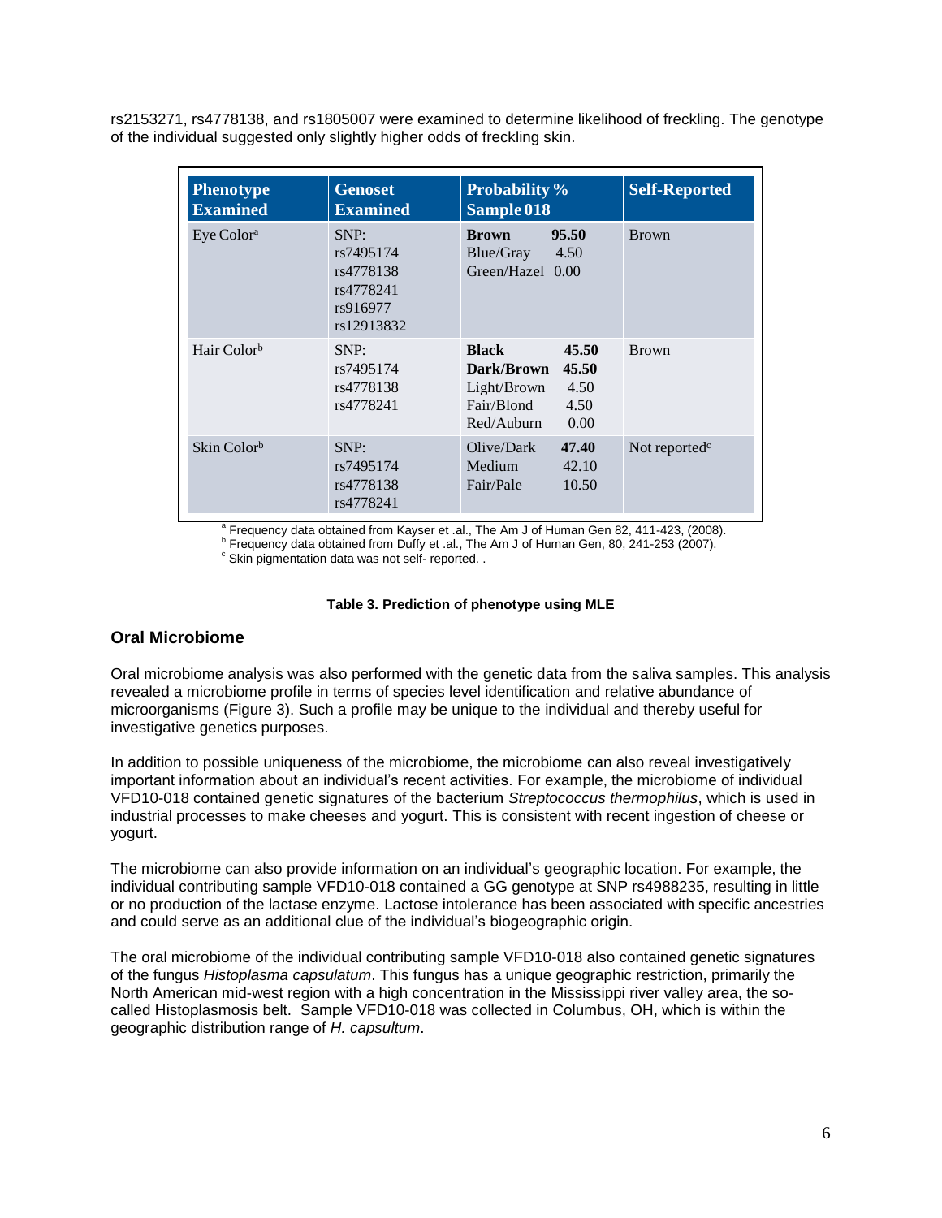rs2153271, rs4778138, and rs1805007 were examined to determine likelihood of freckling. The genotype of the individual suggested only slightly higher odds of freckling skin.

| Phenotype Examined | Genoset Examined | Probability % Sample 018 | Self-Reported |
|---|---|---|---|
| Eye Color[a] | SNP: rs7495174 rs4778138 rs4778241 rs916977 rs12913832 | **Brown 95.50** Blue/Gray 4.50 Green/Hazel 0.00 | Brown |
| Hair Color[b] | SNP: rs7495174 rs4778138 rs4778241 | **Black 45.50** **Dark/Brown 45.50** Light/Brown 4.50 Fair/Blond 4.50 Red/Auburn 0.00 | Brown |
| Skin Color[b] | SNP: rs7495174 rs4778138 rs4778241 | Olive/Dark **47.40** Medium 42.10 Fair/Pale 10.50 | Not reported[c] |

[a] Frequency data obtained from Kayser et .al., The Am J of Human Gen 82, 411-423, (2008).
[b] Frequency data obtained from Duffy et .al., The Am J of Human Gen, 80, 241-253 (2007).
[c] Skin pigmentation data was not self- reported. .

**Table 3. Prediction of phenotype using MLE**

## Oral Microbiome

Oral microbiome analysis was also performed with the genetic data from the saliva samples. This analysis revealed a microbiome profile in terms of species level identification and relative abundance of microorganisms (Figure 3). Such a profile may be unique to the individual and thereby useful for investigative genetics purposes.

In addition to possible uniqueness of the microbiome, the microbiome can also reveal investigatively important information about an individual's recent activities. For example, the microbiome of individual VFD10-018 contained genetic signatures of the bacterium *Streptococcus thermophilus*, which is used in industrial processes to make cheeses and yogurt. This is consistent with recent ingestion of cheese or yogurt.

The microbiome can also provide information on an individual's geographic location. For example, the individual contributing sample VFD10-018 contained a GG genotype at SNP rs4988235, resulting in little or no production of the lactase enzyme. Lactose intolerance has been associated with specific ancestries and could serve as an additional clue of the individual's biogeographic origin.

The oral microbiome of the individual contributing sample VFD10-018 also contained genetic signatures of the fungus *Histoplasma capsulatum*. This fungus has a unique geographic restriction, primarily the North American mid-west region with a high concentration in the Mississippi river valley area, the so-called Histoplasmosis belt. Sample VFD10-018 was collected in Columbus, OH, which is within the geographic distribution range of *H. capsultum*.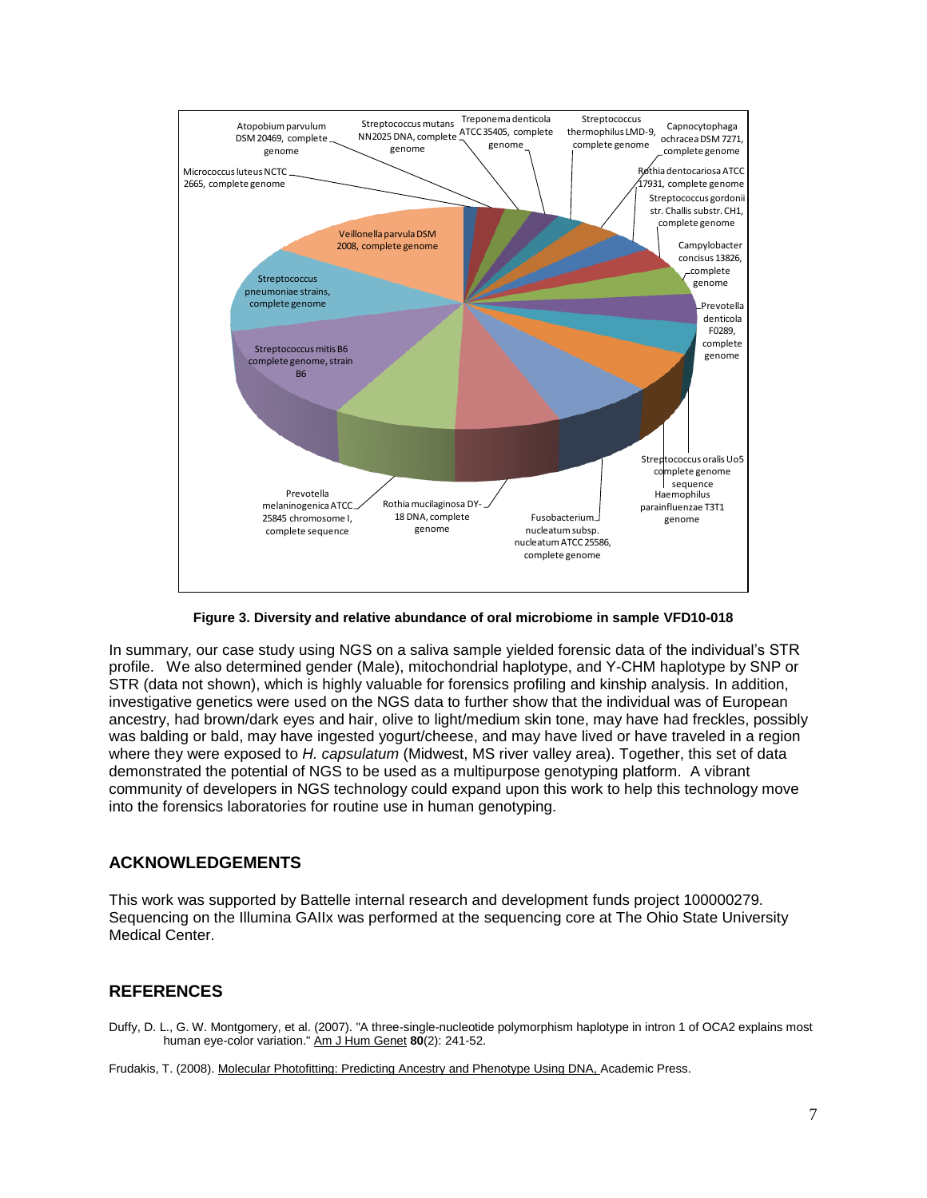Figure 3. Diversity and relative abundance of oral microbiome in sample VFD10-018

In summary, our case study using NGS on a saliva sample yielded forensic data of the individual's STR profile. We also determined gender (Male), mitochondrial haplotype, and Y-CHM haplotype by SNP or STR (data not shown), which is highly valuable for forensics profiling and kinship analysis. In addition, investigative genetics were used on the NGS data to further show that the individual was of European ancestry, had brown/dark eyes and hair, olive to light/medium skin tone, may have had freckles, possibly was balding or bald, may have ingested yogurt/cheese, and may have lived or have traveled in a region where they were exposed to *H. capsulatum* (Midwest, MS river valley area). Together, this set of data demonstrated the potential of NGS to be used as a multipurpose genotyping platform. A vibrant community of developers in NGS technology could expand upon this work to help this technology move into the forensics laboratories for routine use in human genotyping.

## ACKNOWLEDGEMENTS

This work was supported by Battelle internal research and development funds project 100000279. Sequencing on the Illumina GAIIx was performed at the sequencing core at The Ohio State University Medical Center.

## REFERENCES

Duffy, D. L., G. W. Montgomery, et al. (2007). "A three-single-nucleotide polymorphism haplotype in intron 1 of OCA2 explains most human eye-color variation." Am J Hum Genet **80**(2): 241-52.

Frudakis, T. (2008). Molecular Photofitting: Predicting Ancestry and Phenotype Using DNA, Academic Press.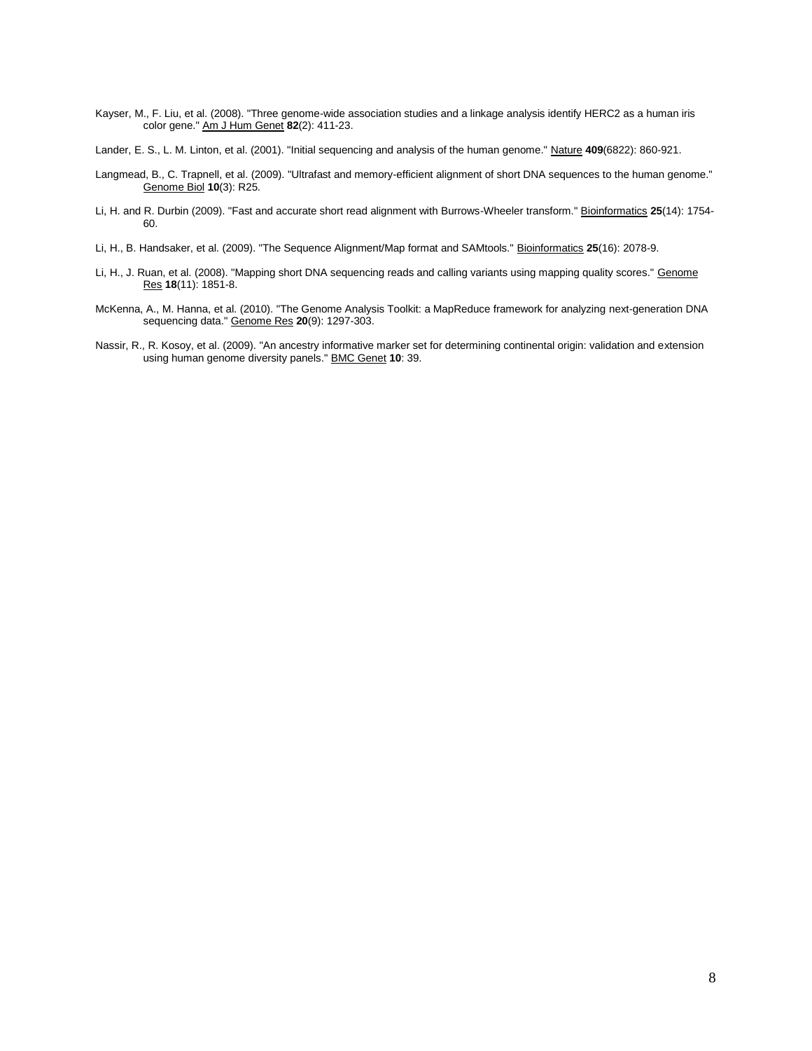Kayser, M., F. Liu, et al. (2008). "Three genome-wide association studies and a linkage analysis identify HERC2 as a human iris color gene." Am J Hum Genet **82**(2): 411-23.

Lander, E. S., L. M. Linton, et al. (2001). "Initial sequencing and analysis of the human genome." Nature **409**(6822): 860-921.

Langmead, B., C. Trapnell, et al. (2009). "Ultrafast and memory-efficient alignment of short DNA sequences to the human genome." Genome Biol **10**(3): R25.

Li, H. and R. Durbin (2009). "Fast and accurate short read alignment with Burrows-Wheeler transform." Bioinformatics **25**(14): 1754-60.

Li, H., B. Handsaker, et al. (2009). "The Sequence Alignment/Map format and SAMtools." Bioinformatics **25**(16): 2078-9.

Li, H., J. Ruan, et al. (2008). "Mapping short DNA sequencing reads and calling variants using mapping quality scores." Genome Res **18**(11): 1851-8.

McKenna, A., M. Hanna, et al. (2010). "The Genome Analysis Toolkit: a MapReduce framework for analyzing next-generation DNA sequencing data." Genome Res **20**(9): 1297-303.

Nassir, R., R. Kosoy, et al. (2009). "An ancestry informative marker set for determining continental origin: validation and extension using human genome diversity panels." BMC Genet **10**: 39.